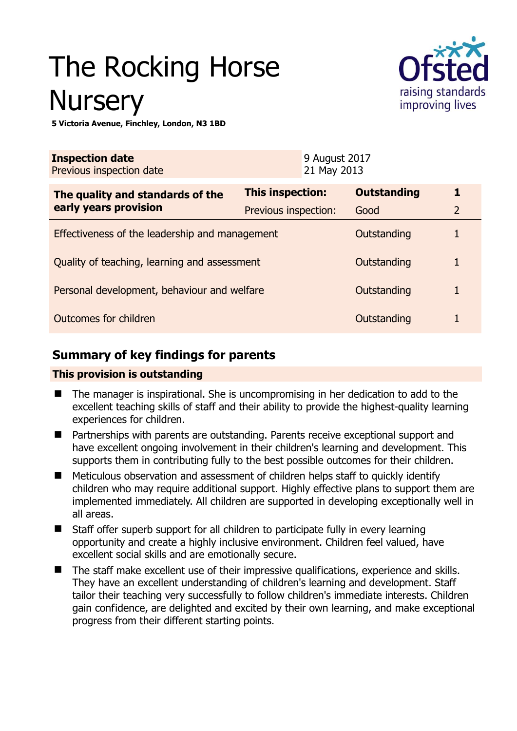# The Rocking Horse Nursery

**5 Victoria Avenue, Finchley, London, N3 1BD**

| **Inspection date** | 9 August 2017 |
|---|---|
| Previous inspection date | 21 May 2013 |

| **The quality and standards of the early years provision** | **This inspection:** | **Outstanding** | **1** |
|---|---|---|---|
| | Previous inspection: | Good | 2 |
| Effectiveness of the leadership and management | | Outstanding | 1 |
| Quality of teaching, learning and assessment | | Outstanding | 1 |
| Personal development, behaviour and welfare | | Outstanding | 1 |
| Outcomes for children | | Outstanding | 1 |

## Summary of key findings for parents

**This provision is outstanding**

- The manager is inspirational. She is uncompromising in her dedication to add to the excellent teaching skills of staff and their ability to provide the highest-quality learning experiences for children.
- Partnerships with parents are outstanding. Parents receive exceptional support and have excellent ongoing involvement in their children's learning and development. This supports them in contributing fully to the best possible outcomes for their children.
- Meticulous observation and assessment of children helps staff to quickly identify children who may require additional support. Highly effective plans to support them are implemented immediately. All children are supported in developing exceptionally well in all areas.
- Staff offer superb support for all children to participate fully in every learning opportunity and create a highly inclusive environment. Children feel valued, have excellent social skills and are emotionally secure.
- The staff make excellent use of their impressive qualifications, experience and skills. They have an excellent understanding of children's learning and development. Staff tailor their teaching very successfully to follow children's immediate interests. Children gain confidence, are delighted and excited by their own learning, and make exceptional progress from their different starting points.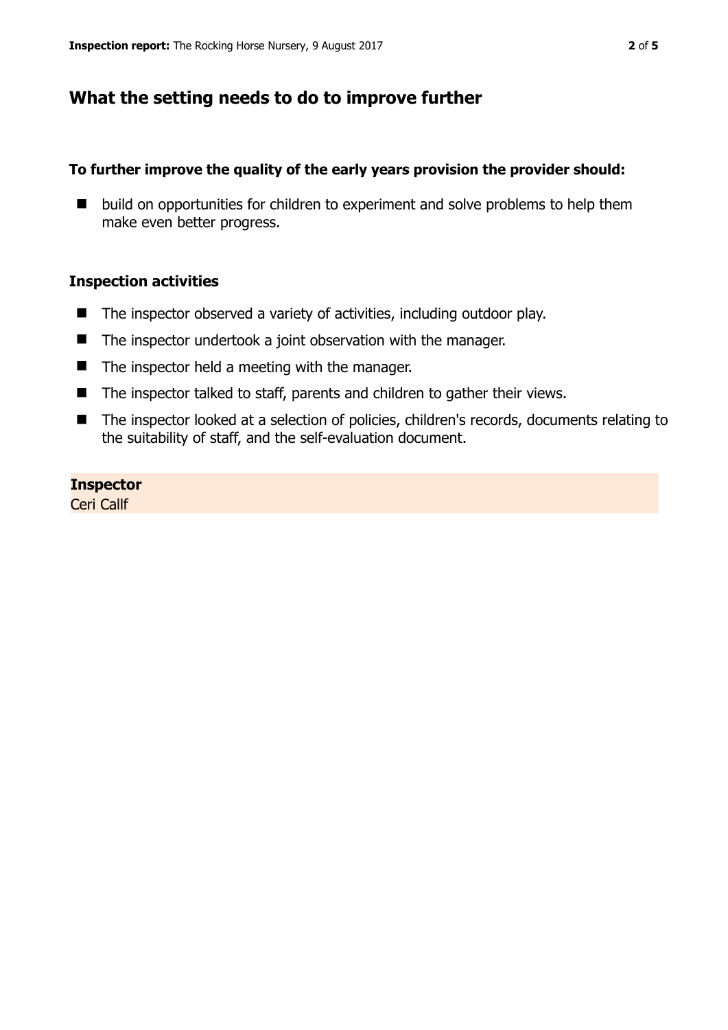## What the setting needs to do to improve further

**To further improve the quality of the early years provision the provider should:**

- build on opportunities for children to experiment and solve problems to help them make even better progress.

### Inspection activities

- The inspector observed a variety of activities, including outdoor play.
- The inspector undertook a joint observation with the manager.
- The inspector held a meeting with the manager.
- The inspector talked to staff, parents and children to gather their views.
- The inspector looked at a selection of policies, children's records, documents relating to the suitability of staff, and the self-evaluation document.

**Inspector**
Ceri Callf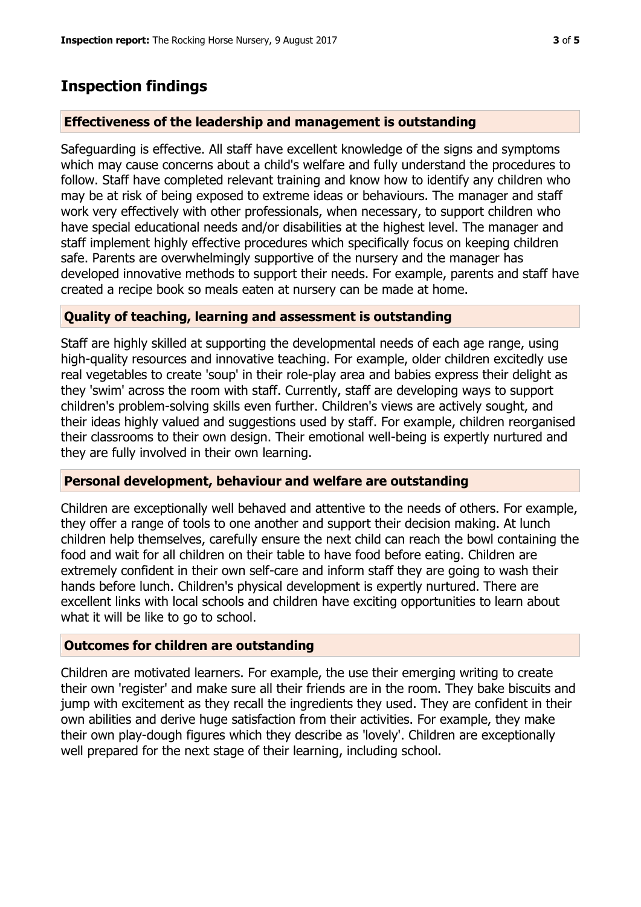## Inspection findings

### Effectiveness of the leadership and management is outstanding

Safeguarding is effective. All staff have excellent knowledge of the signs and symptoms which may cause concerns about a child's welfare and fully understand the procedures to follow. Staff have completed relevant training and know how to identify any children who may be at risk of being exposed to extreme ideas or behaviours. The manager and staff work very effectively with other professionals, when necessary, to support children who have special educational needs and/or disabilities at the highest level. The manager and staff implement highly effective procedures which specifically focus on keeping children safe. Parents are overwhelmingly supportive of the nursery and the manager has developed innovative methods to support their needs. For example, parents and staff have created a recipe book so meals eaten at nursery can be made at home.

### Quality of teaching, learning and assessment is outstanding

Staff are highly skilled at supporting the developmental needs of each age range, using high-quality resources and innovative teaching. For example, older children excitedly use real vegetables to create 'soup' in their role-play area and babies express their delight as they 'swim' across the room with staff. Currently, staff are developing ways to support children's problem-solving skills even further. Children's views are actively sought, and their ideas highly valued and suggestions used by staff. For example, children reorganised their classrooms to their own design. Their emotional well-being is expertly nurtured and they are fully involved in their own learning.

### Personal development, behaviour and welfare are outstanding

Children are exceptionally well behaved and attentive to the needs of others. For example, they offer a range of tools to one another and support their decision making. At lunch children help themselves, carefully ensure the next child can reach the bowl containing the food and wait for all children on their table to have food before eating. Children are extremely confident in their own self-care and inform staff they are going to wash their hands before lunch. Children's physical development is expertly nurtured. There are excellent links with local schools and children have exciting opportunities to learn about what it will be like to go to school.

### Outcomes for children are outstanding

Children are motivated learners. For example, the use their emerging writing to create their own 'register' and make sure all their friends are in the room. They bake biscuits and jump with excitement as they recall the ingredients they used. They are confident in their own abilities and derive huge satisfaction from their activities. For example, they make their own play-dough figures which they describe as 'lovely'. Children are exceptionally well prepared for the next stage of their learning, including school.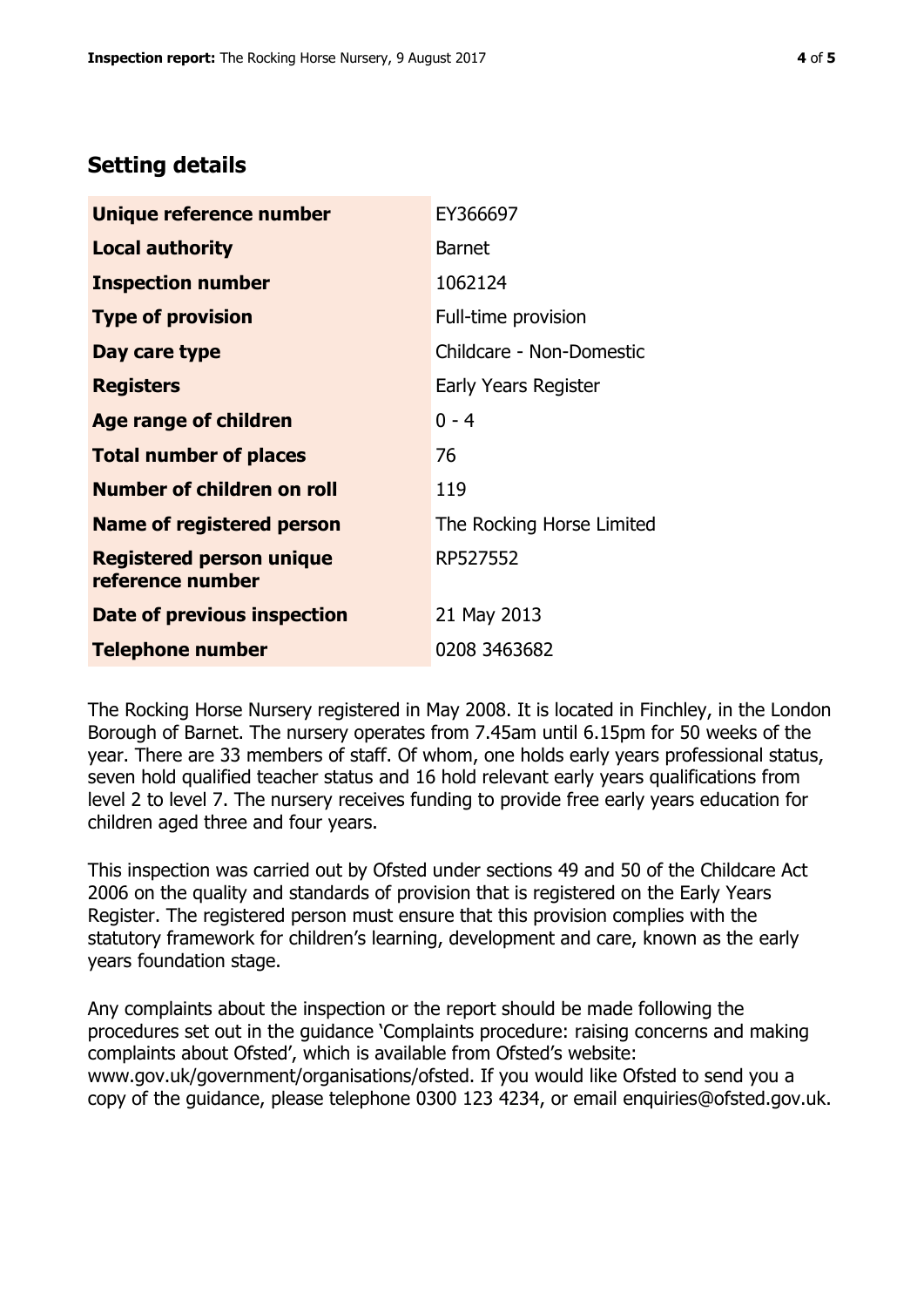## Setting details

| | |
|---|---|
| **Unique reference number** | EY366697 |
| **Local authority** | Barnet |
| **Inspection number** | 1062124 |
| **Type of provision** | Full-time provision |
| **Day care type** | Childcare - Non-Domestic |
| **Registers** | Early Years Register |
| **Age range of children** | 0 - 4 |
| **Total number of places** | 76 |
| **Number of children on roll** | 119 |
| **Name of registered person** | The Rocking Horse Limited |
| **Registered person unique reference number** | RP527552 |
| **Date of previous inspection** | 21 May 2013 |
| **Telephone number** | 0208 3463682 |

The Rocking Horse Nursery registered in May 2008. It is located in Finchley, in the London Borough of Barnet. The nursery operates from 7.45am until 6.15pm for 50 weeks of the year. There are 33 members of staff. Of whom, one holds early years professional status, seven hold qualified teacher status and 16 hold relevant early years qualifications from level 2 to level 7. The nursery receives funding to provide free early years education for children aged three and four years.

This inspection was carried out by Ofsted under sections 49 and 50 of the Childcare Act 2006 on the quality and standards of provision that is registered on the Early Years Register. The registered person must ensure that this provision complies with the statutory framework for children's learning, development and care, known as the early years foundation stage.

Any complaints about the inspection or the report should be made following the procedures set out in the guidance 'Complaints procedure: raising concerns and making complaints about Ofsted', which is available from Ofsted's website: www.gov.uk/government/organisations/ofsted. If you would like Ofsted to send you a copy of the guidance, please telephone 0300 123 4234, or email enquiries@ofsted.gov.uk.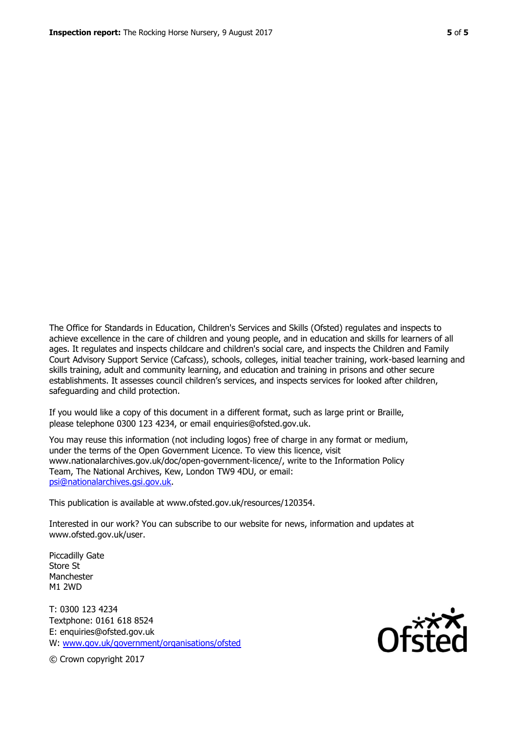The Office for Standards in Education, Children's Services and Skills (Ofsted) regulates and inspects to achieve excellence in the care of children and young people, and in education and skills for learners of all ages. It regulates and inspects childcare and children's social care, and inspects the Children and Family Court Advisory Support Service (Cafcass), schools, colleges, initial teacher training, work-based learning and skills training, adult and community learning, and education and training in prisons and other secure establishments. It assesses council children's services, and inspects services for looked after children, safeguarding and child protection.

If you would like a copy of this document in a different format, such as large print or Braille, please telephone 0300 123 4234, or email enquiries@ofsted.gov.uk.

You may reuse this information (not including logos) free of charge in any format or medium, under the terms of the Open Government Licence. To view this licence, visit www.nationalarchives.gov.uk/doc/open-government-licence/, write to the Information Policy Team, The National Archives, Kew, London TW9 4DU, or email: psi@nationalarchives.gsi.gov.uk.

This publication is available at www.ofsted.gov.uk/resources/120354.

Interested in our work? You can subscribe to our website for news, information and updates at www.ofsted.gov.uk/user.

Piccadilly Gate
Store St
Manchester
M1 2WD

T: 0300 123 4234
Textphone: 0161 618 8524
E: enquiries@ofsted.gov.uk
W: www.gov.uk/government/organisations/ofsted

© Crown copyright 2017